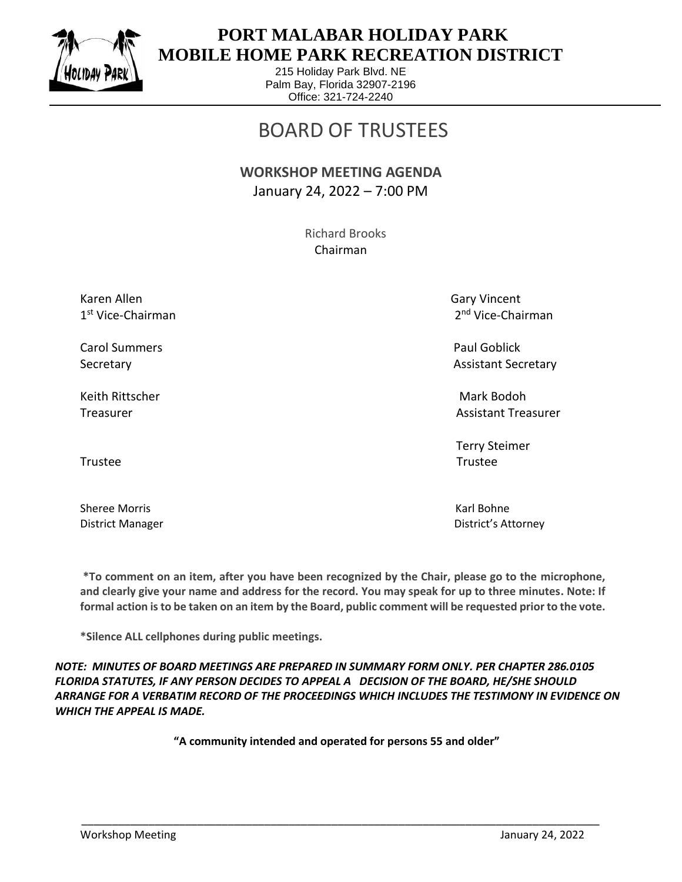# PORT MALABAR HOLIDAY PARK
# MOBILE HOME PARK RECREATION DISTRICT

215 Holiday Park Blvd. NE
Palm Bay, Florida 32907-2196
Office: 321-724-2240

# BOARD OF TRUSTEES

## WORKSHOP MEETING AGENDA

January 24, 2022 – 7:00 PM

Richard Brooks
Chairman

| | |
|---|---|
| Karen Allen<br>1st Vice-Chairman | Gary Vincent<br>2nd Vice-Chairman |
| Carol Summers<br>Secretary | Paul Goblick<br>Assistant Secretary |
| Keith Rittscher<br>Treasurer | Mark Bodoh<br>Assistant Treasurer |
| Trustee | Terry Steimer<br>Trustee |
| Sheree Morris<br>District Manager | Karl Bohne<br>District's Attorney |

**\*To comment on an item, after you have been recognized by the Chair, please go to the microphone, and clearly give your name and address for the record. You may speak for up to three minutes. Note: If formal action is to be taken on an item by the Board, public comment will be requested prior to the vote.**

**\*Silence ALL cellphones during public meetings.**

***NOTE: MINUTES OF BOARD MEETINGS ARE PREPARED IN SUMMARY FORM ONLY. PER CHAPTER 286.0105 FLORIDA STATUTES, IF ANY PERSON DECIDES TO APPEAL A DECISION OF THE BOARD, HE/SHE SHOULD ARRANGE FOR A VERBATIM RECORD OF THE PROCEEDINGS WHICH INCLUDES THE TESTIMONY IN EVIDENCE ON WHICH THE APPEAL IS MADE.***

**"A community intended and operated for persons 55 and older"**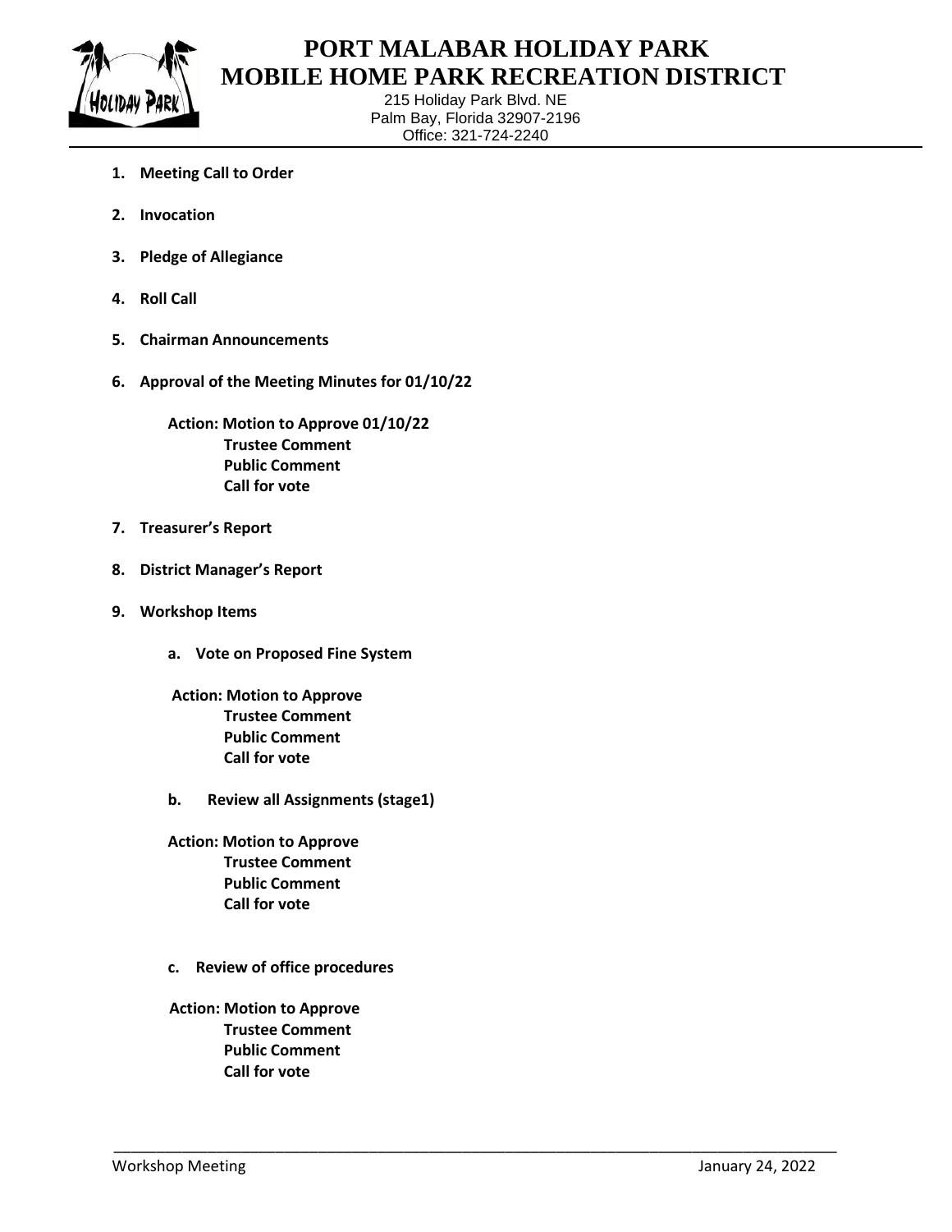# PORT MALABAR HOLIDAY PARK
# MOBILE HOME PARK RECREATION DISTRICT

215 Holiday Park Blvd. NE
Palm Bay, Florida 32907-2196
Office: 321-724-2240

1. **Meeting Call to Order**
2. **Invocation**
3. **Pledge of Allegiance**
4. **Roll Call**
5. **Chairman Announcements**
6. **Approval of the Meeting Minutes for 01/10/22**

   **Action: Motion to Approve 01/10/22**
   **Trustee Comment**
   **Public Comment**
   **Call for vote**

7. **Treasurer's Report**
8. **District Manager's Report**
9. **Workshop Items**

   a. **Vote on Proposed Fine System**

   **Action: Motion to Approve**
   **Trustee Comment**
   **Public Comment**
   **Call for vote**

   b. **Review all Assignments (stage1)**

   **Action: Motion to Approve**
   **Trustee Comment**
   **Public Comment**
   **Call for vote**

   c. **Review of office procedures**

   **Action: Motion to Approve**
   **Trustee Comment**
   **Public Comment**
   **Call for vote**

Workshop Meeting January 24, 2022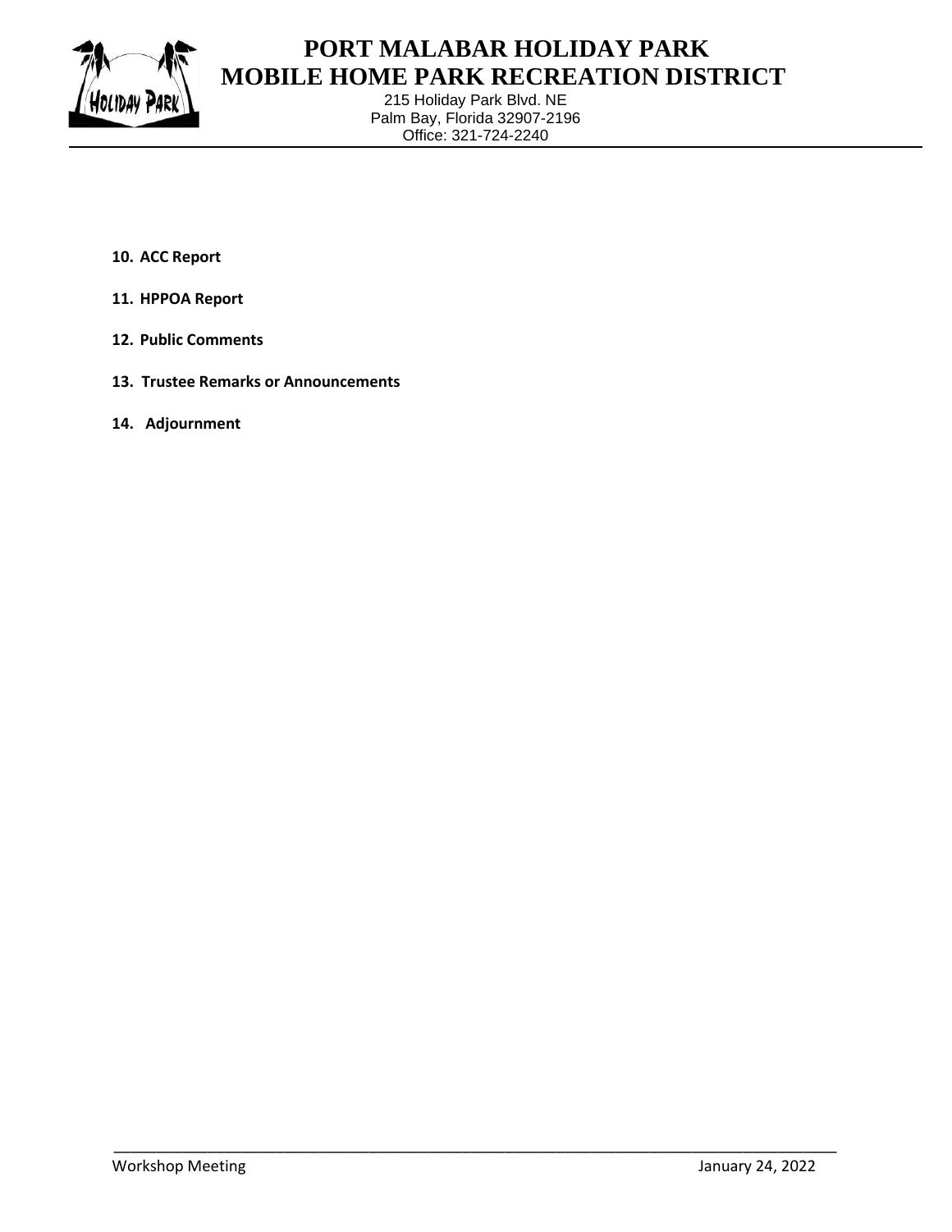**10. ACC Report**

**11. HPPOA Report**

**12. Public Comments**

**13. Trustee Remarks or Announcements**

**14. Adjournment**